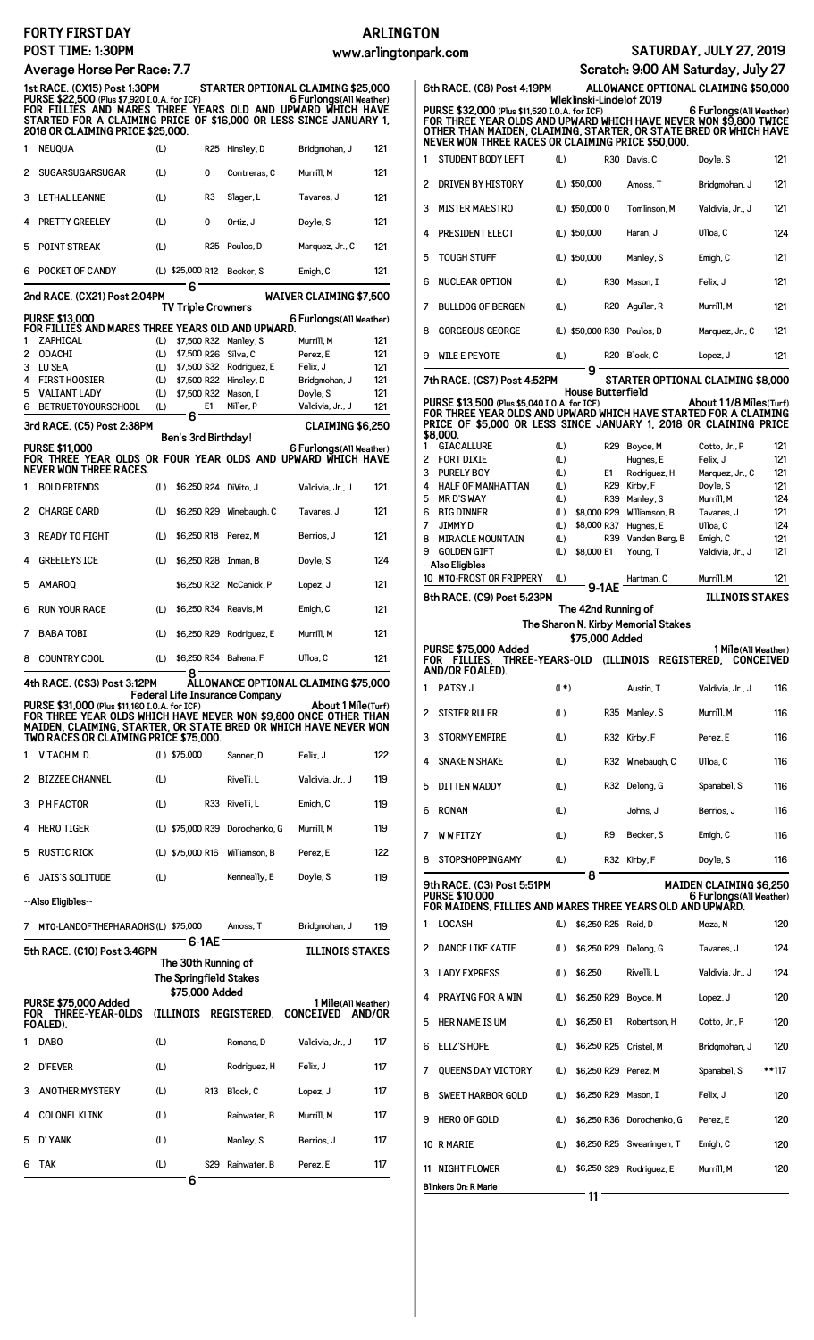# FORTY FIRST DAY — ARLINGTON

**POST TIME: 1:30PM** — www.arlingtonpark.com — **SATURDAY, JULY 27, 2019**

**Average Horse Per Race: 7.7** — Scratch: 9:00 AM Saturday, July 27

## 1st RACE. (CX15) Post 1:30PM — STARTER OPTIONAL CLAIMING $25,000

**PURSE $22,500 (Plus $7,920 I.O.A. for ICF)** — 6 Furlongs(All Weather)

FOR FILLIES AND MARES THREE YEARS OLD AND UPWARD WHICH HAVE STARTED FOR A CLAIMING PRICE OF $16,000 OR LESS SINCE JANUARY 1, 2018 OR CLAIMING PRICE $25,000.

| # | Horse | Med | Claim | | Trainer | Jockey | Wt |
|---|---|---|---|---|---|---|---|
| 1 | NEUQUA | (L) | | R25 | Hinsley, D | Bridgmohan, J | 121 |
| 2 | SUGARSUGARSUGAR | (L) | | 0 | Contreras, C | Murrill, M | 121 |
| 3 | LETHAL LEANNE | (L) | | R3 | Slager, L | Tavares, J | 121 |
| 4 | PRETTY GREELEY | (L) | | 0 | Ortiz, J | Doyle, S | 121 |
| 5 | POINT STREAK | (L) | | R25 | Poulos, D | Marquez, Jr., C | 121 |
| 6 | POCKET OF CANDY | (L) | $25,000 | R12 | Becker, S | Emigh, C | 121 |

6

## 2nd RACE. (CX21) Post 2:04PM — WAIVER CLAIMING $7,500

TV Triple Crowners

**PURSE $13,000** — 6 Furlongs(All Weather)

FOR FILLIES AND MARES THREE YEARS OLD AND UPWARD.

| # | Horse | Med | Claim | | Trainer | Jockey | Wt |
|---|---|---|---|---|---|---|---|
| 1 | ZAPHICAL | (L) | $7,500 | R32 | Manley, S | Murrill, M | 121 |
| 2 | ODACHI | (L) | $7,500 | R26 | Silva, C | Perez, E | 121 |
| 3 | LU SEA | (L) | $7,500 | S32 | Rodriguez, E | Felix, J | 121 |
| 4 | FIRST HOOSIER | (L) | $7,500 | R22 | Hinsley, D | Bridgmohan, J | 121 |
| 5 | VALIANT LADY | (L) | $7,500 | R32 | Mason, I | Doyle, S | 121 |
| 6 | BETRUETOYOURSCHOOL | (L) | | E1 | Miller, P | Valdivia, Jr., J | 121 |

6

## 3rd RACE. (C5) Post 2:38PM — CLAIMING $6,250

Ben's 3rd Birthday!

**PURSE $11,000** — 6 Furlongs(All Weather)

FOR THREE YEAR OLDS OR FOUR YEAR OLDS AND UPWARD WHICH HAVE NEVER WON THREE RACES.

| # | Horse | Med | Claim | | Trainer | Jockey | Wt |
|---|---|---|---|---|---|---|---|
| 1 | BOLD FRIENDS | (L) | $6,250 | R24 | DiVito, J | Valdivia, Jr., J | 121 |
| 2 | CHARGE CARD | (L) | $6,250 | R29 | Winebaugh, C | Tavares, J | 121 |
| 3 | READY TO FIGHT | (L) | $6,250 | R18 | Perez, M | Berrios, J | 121 |
| 4 | GREELEYS ICE | (L) | $6,250 | R28 | Inman, B | Doyle, S | 124 |
| 5 | AMAROQ | | $6,250 | R32 | McCanick, P | Lopez, J | 121 |
| 6 | RUN YOUR RACE | (L) | $6,250 | R34 | Reavis, M | Emigh, C | 121 |
| 7 | BABA TOBI | (L) | $6,250 | R29 | Rodriguez, E | Murrill, M | 121 |
| 8 | COUNTRY COOL | (L) | $6,250 | R34 | Bahena, F | Ulloa, C | 121 |

8

## 4th RACE. (CS3) Post 3:12PM — ALLOWANCE OPTIONAL CLAIMING $75,000

Federal Life Insurance Company

**PURSE $31,000 (Plus $11,160 I.O.A. for ICF)** — About 1 Mile(Turf)

FOR THREE YEAR OLDS WHICH HAVE NEVER WON $9,800 ONCE OTHER THAN MAIDEN, CLAIMING, STARTER, OR STATE BRED OR WHICH HAVE NEVER WON TWO RACES OR CLAIMING PRICE $75,000.

| # | Horse | Med | Claim | | Trainer | Jockey | Wt |
|---|---|---|---|---|---|---|---|
| 1 | V TACH M. D. | (L) | $75,000 | | Sanner, D | Felix, J | 122 |
| 2 | BIZZEE CHANNEL | (L) | | | Rivelli, L | Valdivia, Jr., J | 119 |
| 3 | P H FACTOR | (L) | | R33 | Rivelli, L | Emigh, C | 119 |
| 4 | HERO TIGER | (L) | $75,000 | R39 | Dorochenko, G | Murrill, M | 119 |
| 5 | RUSTIC RICK | (L) | $75,000 | R16 | Williamson, B | Perez, E | 122 |
| 6 | JAIS'S SOLITUDE | (L) | | | Kenneally, E | Doyle, S | 119 |
| --Also Eligibles-- | | | | | | | |
| 7 | MTO-LANDOFTHEPHARAOHS | (L) | $75,000 | | Amoss, T | Bridgmohan, J | 119 |

6-1AE

## 5th RACE. (C10) Post 3:46PM — ILLINOIS STAKES

The 30th Running of

The Springfield Stakes

$75,000 Added

**PURSE $75,000 Added** — 1 Mile(All Weather)

FOR THREE-YEAR-OLDS (ILLINOIS REGISTERED, CONCEIVED AND/OR FOALED).

| # | Horse | Med | Claim | | Trainer | Jockey | Wt |
|---|---|---|---|---|---|---|---|
| 1 | DABO | (L) | | | Romans, D | Valdivia, Jr., J | 117 |
| 2 | D'FEVER | (L) | | | Rodriguez, H | Felix, J | 117 |
| 3 | ANOTHER MYSTERY | (L) | | R13 | Block, C | Lopez, J | 117 |
| 4 | COLONEL KLINK | (L) | | | Rainwater, B | Murrill, M | 117 |
| 5 | D' YANK | (L) | | | Manley, S | Berrios, J | 117 |
| 6 | TAK | (L) | | S29 | Rainwater, B | Perez, E | 117 |

6

## 6th RACE. (C8) Post 4:19PM — ALLOWANCE OPTIONAL CLAIMING $50,000

Wleklinski-Lindelof 2019

**PURSE $32,000 (Plus $11,520 I.O.A. for ICF)** — 6 Furlongs(All Weather)

FOR THREE YEAR OLDS AND UPWARD WHICH HAVE NEVER WON $9,800 TWICE OTHER THAN MAIDEN, CLAIMING, STARTER, OR STATE BRED OR WHICH HAVE NEVER WON THREE RACES OR CLAIMING PRICE $50,000.

| # | Horse | Med | Claim | | Trainer | Jockey | Wt |
|---|---|---|---|---|---|---|---|
| 1 | STUDENT BODY LEFT | (L) | | R30 | Davis, C | Doyle, S | 121 |
| 2 | DRIVEN BY HISTORY | (L) | $50,000 | | Amoss, T | Bridgmohan, J | 121 |
| 3 | MISTER MAESTRO | (L) | $50,000 | 0 | Tomlinson, M | Valdivia, Jr., J | 121 |
| 4 | PRESIDENT ELECT | (L) | $50,000 | | Haran, J | Ulloa, C | 124 |
| 5 | TOUGH STUFF | (L) | $50,000 | | Manley, S | Emigh, C | 121 |
| 6 | NUCLEAR OPTION | (L) | | R30 | Mason, I | Felix, J | 121 |
| 7 | BULLDOG OF BERGEN | (L) | | R20 | Aguilar, R | Murrill, M | 121 |
| 8 | GORGEOUS GEORGE | (L) | $50,000 | R30 | Poulos, D | Marquez, Jr., C | 121 |
| 9 | WILE E PEYOTE | (L) | | R20 | Block, C | Lopez, J | 121 |

9

## 7th RACE. (CS7) Post 4:52PM — STARTER OPTIONAL CLAIMING $8,000

House Butterfield

**PURSE $13,500 (Plus $5,040 I.O.A. for ICF)** — About 1 1/8 Miles(Turf)

FOR THREE YEAR OLDS AND UPWARD WHICH HAVE STARTED FOR A CLAIMING PRICE OF $5,000 OR LESS SINCE JANUARY 1, 2018 OR CLAIMING PRICE $8,000.

| # | Horse | Med | Claim | | Trainer | Jockey | Wt |
|---|---|---|---|---|---|---|---|
| 1 | GIACALLURE | (L) | | R29 | Boyce, M | Cotto, Jr., P | 121 |
| 2 | FORT DIXIE | (L) | | | Hughes, E | Felix, J | 121 |
| 3 | PURELY BOY | (L) | | E1 | Rodriguez, H | Marquez, Jr., C | 121 |
| 4 | HALF OF MANHATTAN | (L) | | R29 | Kirby, F | Doyle, S | 121 |
| 5 | MR D'S WAY | (L) | | R39 | Manley, S | Murrill, M | 124 |
| 6 | BIG DINNER | (L) | $8,000 | R29 | Williamson, B | Tavares, J | 121 |
| 7 | JIMMY D | (L) | $8,000 | R37 | Hughes, E | Ulloa, C | 124 |
| 8 | MIRACLE MOUNTAIN | (L) | | R39 | Vanden Berg, B | Emigh, C | 121 |
| 9 | GOLDEN GIFT | (L) | $8,000 | E1 | Young, T | Valdivia, Jr., J | 121 |
| --Also Eligibles-- | | | | | | | |
| 10 | MTO-FROST OR FRIPPERY | (L) | | | Hartman, C | Murrill, M | 121 |

9-1AE

## 8th RACE. (C9) Post 5:23PM — ILLINOIS STAKES

The 42nd Running of

The Sharon N. Kirby Memorial Stakes

$75,000 Added

**PURSE $75,000 Added** — 1 Mile(All Weather)

FOR FILLIES, THREE-YEARS-OLD (ILLINOIS REGISTERED, CONCEIVED AND/OR FOALED).

| # | Horse | Med | Claim | | Trainer | Jockey | Wt |
|---|---|---|---|---|---|---|---|
| 1 | PATSY J | (L*) | | | Austin, T | Valdivia, Jr., J | 116 |
| 2 | SISTER RULER | (L) | | R35 | Manley, S | Murrill, M | 116 |
| 3 | STORMY EMPIRE | (L) | | R32 | Kirby, F | Perez, E | 116 |
| 4 | SNAKE N SHAKE | (L) | | R32 | Winebaugh, C | Ulloa, C | 116 |
| 5 | DITTEN WADDY | (L) | | R32 | DeLong, G | Spanabel, S | 116 |
| 6 | RONAN | (L) | | | Johns, J | Berrios, J | 116 |
| 7 | W W FITZY | (L) | | R9 | Becker, S | Emigh, C | 116 |
| 8 | STOPSHOPPINGAMY | (L) | | R32 | Kirby, F | Doyle, S | 116 |

8

## 9th RACE. (C3) Post 5:51PM — MAIDEN CLAIMING $6,250

**PURSE $10,000** — 6 Furlongs(All Weather)

FOR MAIDENS, FILLIES AND MARES THREE YEARS OLD AND UPWARD.

| # | Horse | Med | Claim | | Trainer | Jockey | Wt |
|---|---|---|---|---|---|---|---|
| 1 | LOCASH | (L) | $6,250 | R25 | Reid, D | Meza, N | 120 |
| 2 | DANCE LIKE KATIE | (L) | $6,250 | R29 | DeLong, G | Tavares, J | 124 |
| 3 | LADY EXPRESS | (L) | $6,250 | | Rivelli, L | Valdivia, Jr., J | 124 |
| 4 | PRAYING FOR A WIN | (L) | $6,250 | R29 | Boyce, M | Lopez, J | 120 |
| 5 | HER NAME IS UM | (L) | $6,250 | E1 | Robertson, H | Cotto, Jr., P | 120 |
| 6 | ELIZ'S HOPE | (L) | $6,250 | R25 | Cristel, M | Bridgmohan, J | 120 |
| 7 | QUEENS DAY VICTORY | (L) | $6,250 | R29 | Perez, M | Spanabel, S | **117 |
| 8 | SWEET HARBOR GOLD | (L) | $6,250 | R29 | Mason, I | Felix, J | 120 |
| 9 | HERO OF GOLD | (L) | $6,250 | R36 | Dorochenko, G | Perez, E | 120 |
| 10 | R MARIE | (L) | $6,250 | R25 | Swearingen, T | Emigh, C | 120 |
| 11 | NIGHT FLOWER | (L) | $6,250 | S29 | Rodriguez, E | Murrill, M | 120 |

Blinkers On: R Marie

11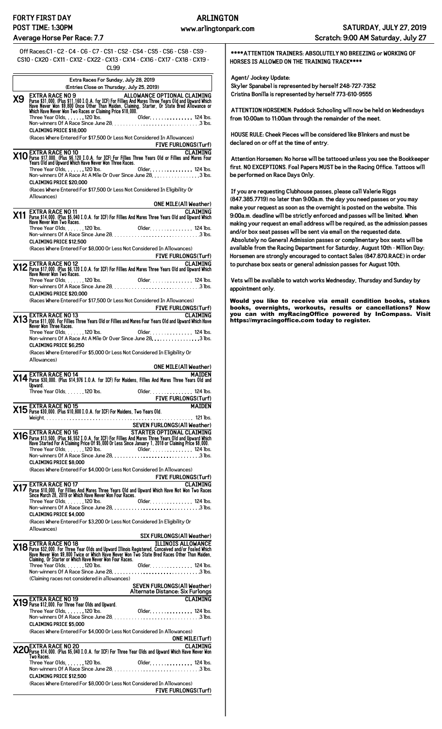**FORTY FIRST DAY** **ARLINGTON**
**POST TIME: 1:30PM** www.arlingtonpark.com **SATURDAY, JULY 27, 2019**
**Average Horse Per Race: 7.7** **Scratch: 9:00 AM Saturday, July 27**

Off Races:C1 - C2 - C4 - C6 - C7 - CS1 - CS2 - CS4 - CS5 - CS6 - CS8 - CS9 - CS10 - CX20 - CX11 - CX12 - CX22 - CX13 - CX14 - CX16 - CX17 - CX18 - CX19 - CL99

**Extra Races For Sunday, July 28, 2019**
**(Entries Close on Thursday, July 25, 2019)**

**X9 EXTRA RACE NO 9** — **ALLOWANCE OPTIONAL CLAIMING**
Purse $31,000. (Plus $11,160 I.O.A. for ICF) For Fillies And Mares Three Years Old and Upward Which Have Never Won $9,800 Once Other Than Maiden, Claiming, Starter, Or State Bred Allowance or Which Have Never Won Two Races or Claiming Price $18,000.
Three Year Olds. . . . . . . 120 lbs. Older. . . . . . . . . . . . . . . 124 lbs.
Non-winners Of A Race Since June 28. . . . . . . . . . . . . . . . . . . . . . . . . . . . . . 3 lbs.
**CLAIMING PRICE $18,000**
(Races Where Entered For $17,500 Or Less Not Considered In Allowances)
**FIVE FURLONGS(Turf)**

**X10 EXTRA RACE NO 10** — **CLAIMING**
Purse $17,000. (Plus $6,120 I.O.A. for ICF) For Fillies Three Years Old or Fillies and Mares Four Years Old and Upward Which Have Never Won Three Races.
Three Year Olds. . . . . . . 120 lbs. Older. . . . . . . . . . . . . . . 124 lbs.
Non-winners Of A Race At A Mile Or Over Since June 28. . . . . . . . . . . . . . . . 3 lbs.
**CLAIMING PRICE $20,000**
(Races Where Entered For $17,500 Or Less Not Considered In Eligibility Or Allowances)
**ONE MILE(All Weather)**

**X11 EXTRA RACE NO 11** — **CLAIMING**
Purse $14,000. (Plus $5,040 I.O.A. for ICF) For Fillies And Mares Three Years Old and Upward Which Have Never Won Two Races.
Three Year Olds. . . . . . . 120 lbs. Older. . . . . . . . . . . . . . . 124 lbs.
Non-winners Of A Race Since June 28. . . . . . . . . . . . . . . . . . . . . . . . . . . . . . 3 lbs.
**CLAIMING PRICE $12,500**
(Races Where Entered For $8,000 Or Less Not Considered In Allowances)
**FIVE FURLONGS(Turf)**

**X12 EXTRA RACE NO 12** — **CLAIMING**
Purse $17,000. (Plus $6,120 I.O.A. for ICF) For Fillies And Mares Three Years Old and Upward Which Have Never Won Two Races.
Three Year Olds. . . . . . . 120 lbs. Older. . . . . . . . . . . . . . . 124 lbs.
Non-winners Of A Race Since June 28. . . . . . . . . . . . . . . . . . . . . . . . . . . . . . 3 lbs.
**CLAIMING PRICE $20,000**
(Races Where Entered For $17,500 Or Less Not Considered In Allowances)
**FIVE FURLONGS(Turf)**

**X13 EXTRA RACE NO 13** — **CLAIMING**
Purse $11,000. For Fillies Three Years Old or Fillies and Mares Four Years Old and Upward Which Have Never Won Three Races.
Three Year Olds. . . . . . . 120 lbs. Older. . . . . . . . . . . . . . . 124 lbs.
Non-winners Of A Race At A Mile Or Over Since June 28. . . . . . . . . . . . . . . . 3 lbs.
**CLAIMING PRICE $6,250**
(Races Where Entered For $5,000 Or Less Not Considered In Eligibility Or Allowances)
**ONE MILE(All Weather)**

**X14 EXTRA RACE NO 14** — **MAIDEN**
Purse $30,000. (Plus $14,976 I.O.A. for ICF) For Maidens, Fillies And Mares Three Years Old and Upward.
Three Year Olds. . . . . . . 120 lbs. Older. . . . . . . . . . . . . . . 124 lbs.
**FIVE FURLONGS(Turf)**

**X15 EXTRA RACE NO 15** — **MAIDEN**
Purse $30,000. (Plus $10,800 I.O.A. for ICF) For Maidens, Two Years Old.
Weight. . . . . . . . . . . . . . . . . . . . . . . . . . . . . . . . . . . . . . . . . . . . . . . . . . . 121 lbs.
**SEVEN FURLONGS(All Weather)**

**X16 EXTRA RACE NO 16** — **STARTER OPTIONAL CLAIMING**
Purse $13,500. (Plus $6,552 I.O.A. for ICF) For Fillies And Mares Three Years Old and Upward Which Have Started For A Claiming Price Of $5,000 Or Less Since January 1, 2018 or Claiming Price $8,000.
Three Year Olds. . . . . . . 120 lbs. Older. . . . . . . . . . . . . . . 124 lbs.
Non-winners Of A Race Since June 28. . . . . . . . . . . . . . . . . . . . . . . . . . . . . . 3 lbs.
**CLAIMING PRICE $8,000**
(Races Where Entered For $4,000 Or Less Not Considered In Allowances)
**FIVE FURLONGS(Turf)**

**X17 EXTRA RACE NO 17** — **CLAIMING**
Purse $10,000. For Fillies And Mares Three Years Old and Upward Which Have Not Won Two Races Since March 28, 2019 or Which Have Never Won Four Races.
Three Year Olds. . . . . . . 120 lbs. Older. . . . . . . . . . . . . . . 124 lbs.
Non-winners Of A Race Since June 28. . . . . . . . . . . . . . . . . . . . . . . . . . . . . . 3 lbs.
**CLAIMING PRICE $4,000**
(Races Where Entered For $3,200 Or Less Not Considered In Eligibility Or Allowances)
**SIX FURLONGS(All Weather)**

**X18 EXTRA RACE NO 18** — **ILLINOIS ALLOWANCE**
Purse $32,000. For Three Year Olds and Upward Illinois Registered, Conceived and/or Foaled Which Have Never Won $9,800 Twice or Which Have Never Won Two State Bred Races Other Than Maiden, Claiming, Or Starter or Which Have Never Won Four Races.
Three Year Olds. . . . . . . 120 lbs. Older. . . . . . . . . . . . . . . 124 lbs.
Non-winners Of A Race Since June 28. . . . . . . . . . . . . . . . . . . . . . . . . . . . . . 3 lbs.
(Claiming races not considered in allowances)
**SEVEN FURLONGS(All Weather)**
**Alternate Distance: Six Furlongs**

**X19 EXTRA RACE NO 19** — **CLAIMING**
Purse $12,000. For Three Year Olds and Upward.
Three Year Olds. . . . . . . 120 lbs. Older. . . . . . . . . . . . . . . 124 lbs.
Non-winners Of A Race Since June 28. . . . . . . . . . . . . . . . . . . . . . . . . . . . . . 3 lbs.
**CLAIMING PRICE $5,000**
(Races Where Entered For $4,000 Or Less Not Considered In Allowances)
**ONE MILE(Turf)**

**X20 EXTRA RACE NO 20** — **CLAIMING**
Purse $14,000. (Plus $5,040 I.O.A. for ICF) For Three Year Olds and Upward Which Have Never Won Two Races.
Three Year Olds. . . . . . . 120 lbs. Older. . . . . . . . . . . . . . . 124 lbs.
Non-winners Of A Race Since June 28. . . . . . . . . . . . . . . . . . . . . . . . . . . . . . 3 lbs.
**CLAIMING PRICE $12,500**
(Races Where Entered For $8,000 Or Less Not Considered In Allowances)
**FIVE FURLONGS(Turf)**

---

**\*\*\*\*ATTENTION TRAINERS: ABSOLUTELY NO BREEZING or WORKING OF HORSES IS ALLOWED ON THE TRAINING TRACK\*\*\*\***

**Agent/ Jockey Update:**
Skyler Spanabel is represented by herself 248-727-7352
Cristina Bonilla is represented by herself 773-610-9555

**ATTENTION HORSEMEN: Paddock Schooling will now be held on Wednesdays from 10:00am to 11:00am through the remainder of the meet.**

**HOUSE RULE: Cheek Pieces will be considered like Blinkers and must be declared on or off at the time of entry.**

**Attention Horsemen: No horse will be tattooed unless you see the Bookkeeper first. NO EXCEPTIONS. Foal Papers MUST be in the Racing Office. Tattoos will be performed on Race Days Only.**

If you are requesting Clubhouse passes, please call Valerie Riggs (847.385.7719) no later than 9:00a.m. the day you need passes or you may make your request as soon as the overnight is posted on the website. This 9:00a.m. deadline will be strictly enforced and passes will be limited. When making your request an email address will be required, as the admission passes and/or box seat passes will be sent via email on the requested date.
Absolutely no General Admission passes or complimentary box seats will be available from the Racing Department for Saturday, August 10th - Million Day; Horsemen are strongly encouraged to contact Sales (847.870.RACE) in order to purchase box seats or general admission passes for August 10th.

Vets will be available to watch works Wednesday, Thursday and Sunday by appointment only.

**Would you like to receive via email condition books, stakes books, overnights, workouts, results or cancellations? Now you can with myRacingOffice powered by InCompass. Visit https://myracingoffice.com today to register.**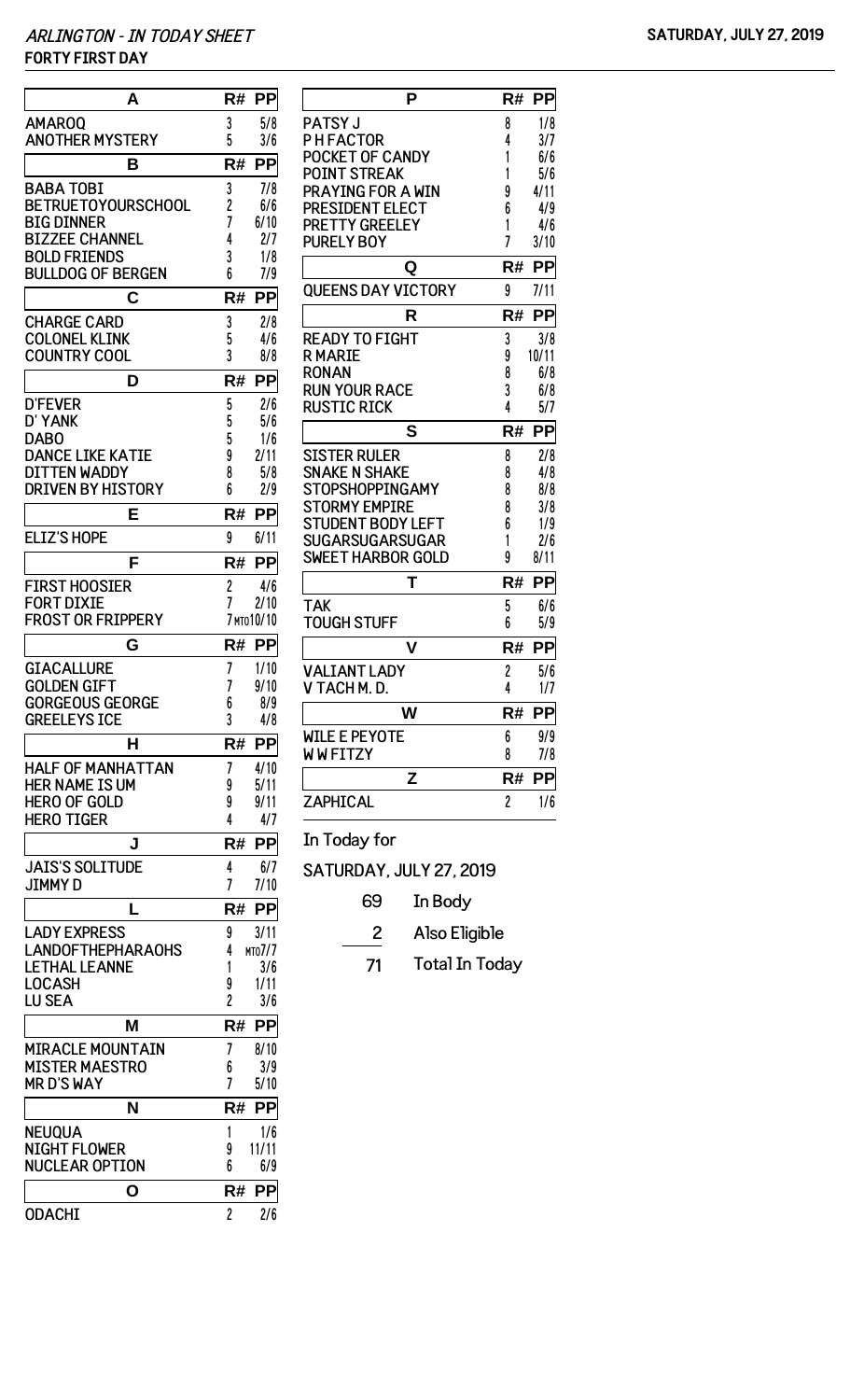*ARLINGTON - IN TODAY SHEET*

**SATURDAY, JULY 27, 2019**

**FORTY FIRST DAY**

| A | R# | PP |
|---|---|---|
| AMAROQ | 3 | 5/8 |
| ANOTHER MYSTERY | 5 | 3/6 |
| **B** | **R#** | **PP** |
| BABA TOBI | 3 | 7/8 |
| BETRUETOYOURSCHOOL | 2 | 6/6 |
| BIG DINNER | 7 | 6/10 |
| BIZZEE CHANNEL | 4 | 2/7 |
| BOLD FRIENDS | 3 | 1/8 |
| BULLDOG OF BERGEN | 6 | 7/9 |
| **C** | **R#** | **PP** |
| CHARGE CARD | 3 | 2/8 |
| COLONEL KLINK | 5 | 4/6 |
| COUNTRY COOL | 3 | 8/8 |
| **D** | **R#** | **PP** |
| D'FEVER | 5 | 2/6 |
| D' YANK | 5 | 5/6 |
| DABO | 5 | 1/6 |
| DANCE LIKE KATIE | 9 | 2/11 |
| DITTEN WADDY | 8 | 5/8 |
| DRIVEN BY HISTORY | 6 | 2/9 |
| **E** | **R#** | **PP** |
| ELIZ'S HOPE | 9 | 6/11 |
| **F** | **R#** | **PP** |
| FIRST HOOSIER | 2 | 4/6 |
| FORT DIXIE | 7 | 2/10 |
| FROST OR FRIPPERY | 7 | MTO 10/10 |
| **G** | **R#** | **PP** |
| GIACALLURE | 7 | 1/10 |
| GOLDEN GIFT | 7 | 9/10 |
| GORGEOUS GEORGE | 6 | 8/9 |
| GREELEYS ICE | 3 | 4/8 |
| **H** | **R#** | **PP** |
| HALF OF MANHATTAN | 7 | 4/10 |
| HER NAME IS UM | 9 | 5/11 |
| HERO OF GOLD | 9 | 9/11 |
| HERO TIGER | 4 | 4/7 |
| **J** | **R#** | **PP** |
| JAIS'S SOLITUDE | 4 | 6/7 |
| JIMMY D | 7 | 7/10 |
| **L** | **R#** | **PP** |
| LADY EXPRESS | 9 | 3/11 |
| LANDOFTHEPHARAOHS | 4 | MTO 7/7 |
| LETHAL LEANNE | 1 | 3/6 |
| LOCASH | 9 | 1/11 |
| LU SEA | 2 | 3/6 |
| **M** | **R#** | **PP** |
| MIRACLE MOUNTAIN | 7 | 8/10 |
| MISTER MAESTRO | 6 | 3/9 |
| MR D'S WAY | 7 | 5/10 |
| **N** | **R#** | **PP** |
| NEUQUA | 1 | 1/6 |
| NIGHT FLOWER | 9 | 11/11 |
| NUCLEAR OPTION | 6 | 6/9 |
| **O** | **R#** | **PP** |
| ODACHI | 2 | 2/6 |

| P | R# | PP |
|---|---|---|
| PATSY J | 8 | 1/8 |
| P H FACTOR | 4 | 3/7 |
| POCKET OF CANDY | 1 | 6/6 |
| POINT STREAK | 1 | 5/6 |
| PRAYING FOR A WIN | 9 | 4/11 |
| PRESIDENT ELECT | 6 | 4/9 |
| PRETTY GREELEY | 1 | 4/6 |
| PURELY BOY | 7 | 3/10 |
| **Q** | **R#** | **PP** |
| QUEENS DAY VICTORY | 9 | 7/11 |
| **R** | **R#** | **PP** |
| READY TO FIGHT | 3 | 3/8 |
| R MARIE | 9 | 10/11 |
| RONAN | 8 | 6/8 |
| RUN YOUR RACE | 3 | 6/8 |
| RUSTIC RICK | 4 | 5/7 |
| **S** | **R#** | **PP** |
| SISTER RULER | 8 | 2/8 |
| SNAKE N SHAKE | 8 | 4/8 |
| STOPSHOPPINGAMY | 8 | 8/8 |
| STORMY EMPIRE | 8 | 3/8 |
| STUDENT BODY LEFT | 6 | 1/9 |
| SUGARSUGARSUGAR | 1 | 2/6 |
| SWEET HARBOR GOLD | 9 | 8/11 |
| **T** | **R#** | **PP** |
| TAK | 5 | 6/6 |
| TOUGH STUFF | 6 | 5/9 |
| **V** | **R#** | **PP** |
| VALIANT LADY | 2 | 5/6 |
| V TACH M. D. | 4 | 1/7 |
| **W** | **R#** | **PP** |
| WILE E PEYOTE | 6 | 9/9 |
| W W FITZY | 8 | 7/8 |
| **Z** | **R#** | **PP** |
| ZAPHICAL | 2 | 1/6 |

In Today for

SATURDAY, JULY 27, 2019

| | |
|---|---|
| 69 | In Body |
| 2 | Also Eligible |
| 71 | Total In Today |